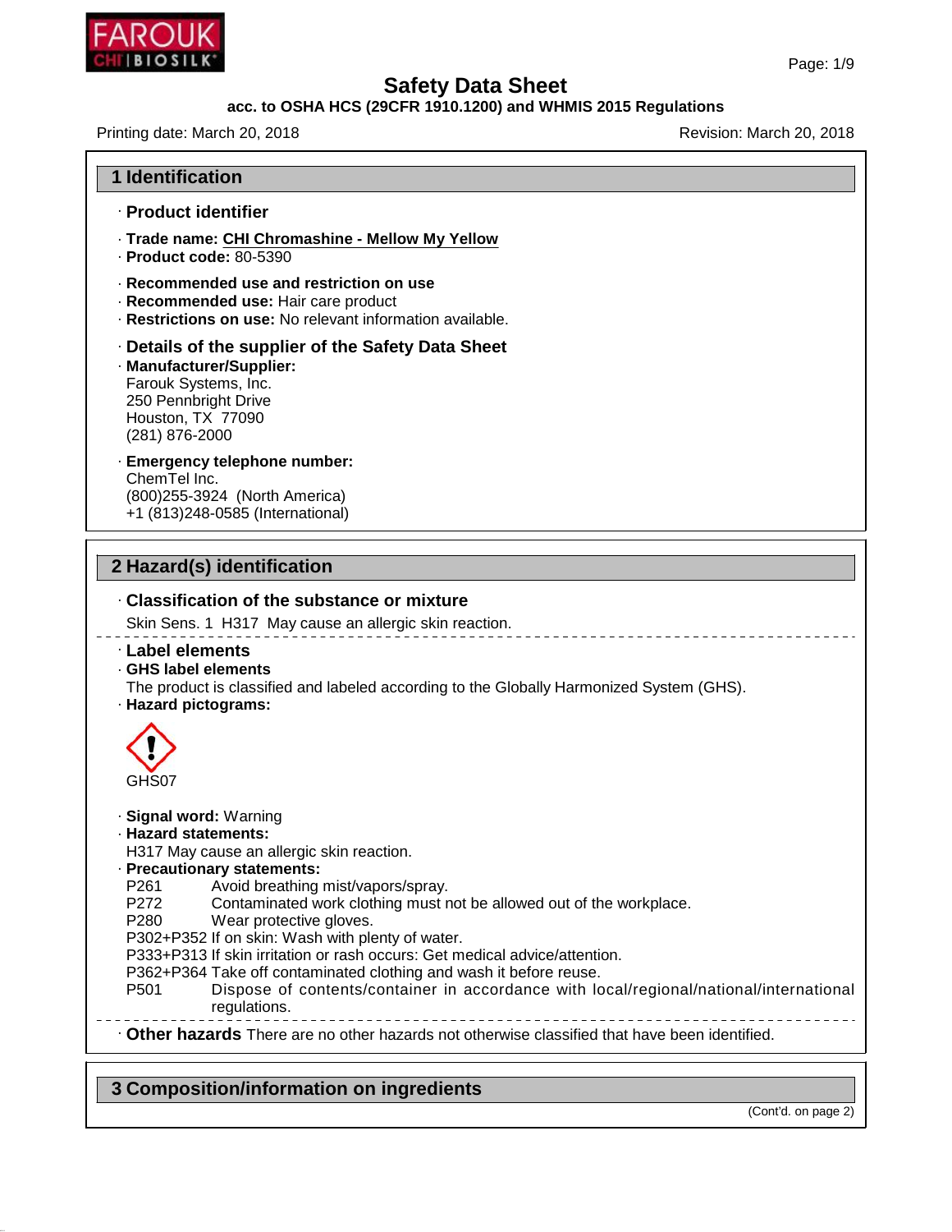# Safety Data Sheet

**acc. to OSHA HCS (29CFR 1910.1200) and WHMIS 2015 Regulations**

Printing date: March 20, 2018 Revision: March 20, 2018

## 1 Identification

· **Product identifier**

· **Trade name: CHI Chromashine - Mellow My Yellow**
· **Product code:** 80-5390

· **Recommended use and restriction on use**
· **Recommended use:** Hair care product
· **Restrictions on use:** No relevant information available.

· **Details of the supplier of the Safety Data Sheet**
· **Manufacturer/Supplier:**
Farouk Systems, Inc.
250 Pennbright Drive
Houston, TX 77090
(281) 876-2000

· **Emergency telephone number:**
ChemTel Inc.
(800)255-3924 (North America)
+1 (813)248-0585 (International)

## 2 Hazard(s) identification

· **Classification of the substance or mixture**
Skin Sens. 1 H317 May cause an allergic skin reaction.

· **Label elements**
· **GHS label elements**
The product is classified and labeled according to the Globally Harmonized System (GHS).
· **Hazard pictograms:**

GHS07

· **Signal word:** Warning
· **Hazard statements:**
H317 May cause an allergic skin reaction.
· **Precautionary statements:**
P261 Avoid breathing mist/vapors/spray.
P272 Contaminated work clothing must not be allowed out of the workplace.
P280 Wear protective gloves.
P302+P352 If on skin: Wash with plenty of water.
P333+P313 If skin irritation or rash occurs: Get medical advice/attention.
P362+P364 Take off contaminated clothing and wash it before reuse.
P501 Dispose of contents/container in accordance with local/regional/national/international regulations.

· **Other hazards** There are no other hazards not otherwise classified that have been identified.

## 3 Composition/information on ingredients

(Cont'd. on page 2)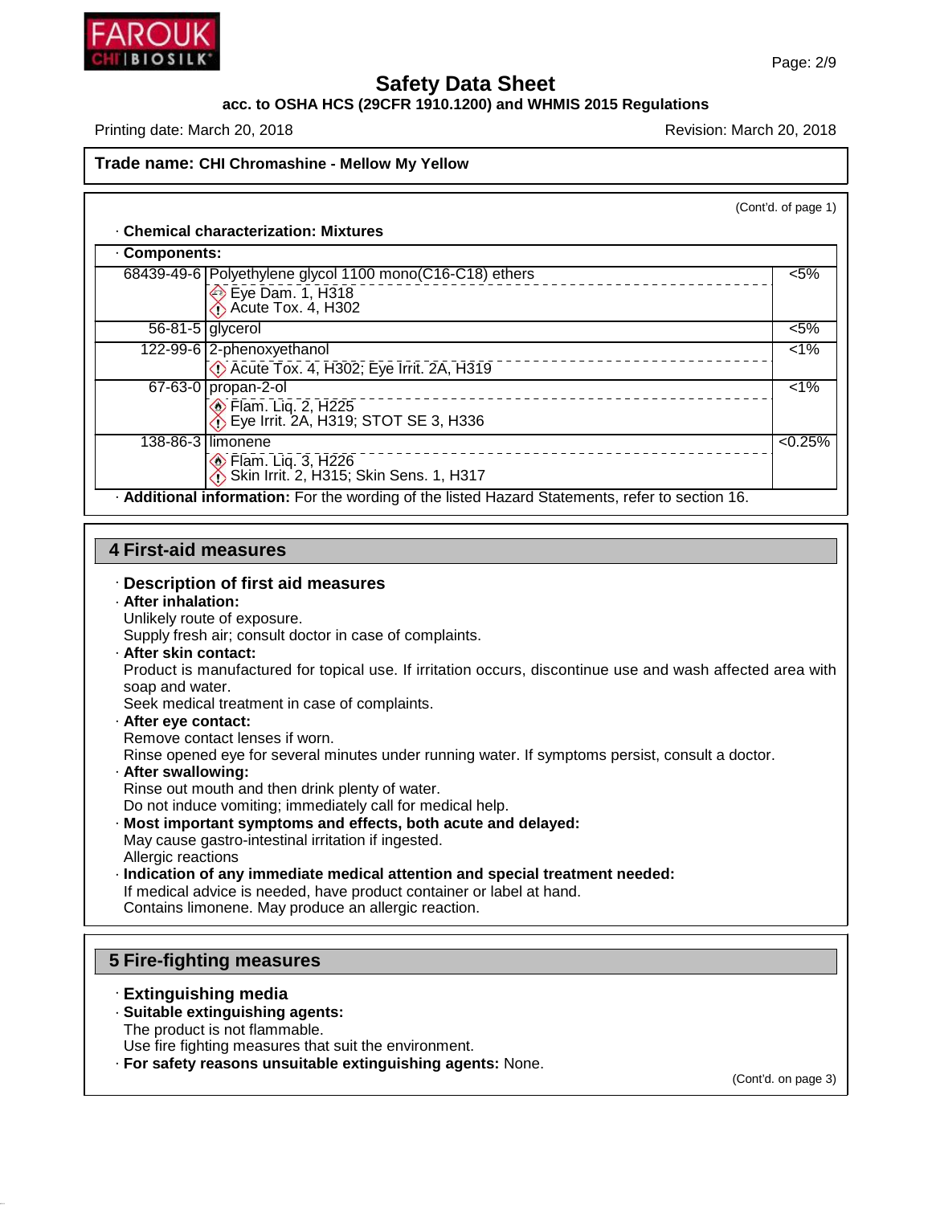# Safety Data Sheet

**acc. to OSHA HCS (29CFR 1910.1200) and WHMIS 2015 Regulations**

Printing date: March 20, 2018 Revision: March 20, 2018

**Trade name: CHI Chromashine - Mellow My Yellow**

(Cont'd. of page 1)

· **Chemical characterization: Mixtures**

· **Components:**

| CAS | Component | % |
|---|---|---|
| 68439-49-6 | Polyethylene glycol 1100 mono(C16-C18) ethers<br>Eye Dam. 1, H318<br>Acute Tox. 4, H302 | <5% |
| 56-81-5 | glycerol | <5% |
| 122-99-6 | 2-phenoxyethanol<br>Acute Tox. 4, H302; Eye Irrit. 2A, H319 | <1% |
| 67-63-0 | propan-2-ol<br>Flam. Liq. 2, H225<br>Eye Irrit. 2A, H319; STOT SE 3, H336 | <1% |
| 138-86-3 | limonene<br>Flam. Liq. 3, H226<br>Skin Irrit. 2, H315; Skin Sens. 1, H317 | <0.25% |

· **Additional information:** For the wording of the listed Hazard Statements, refer to section 16.

## 4 First-aid measures

· **Description of first aid measures**

· **After inhalation:**
Unlikely route of exposure.
Supply fresh air; consult doctor in case of complaints.

· **After skin contact:**
Product is manufactured for topical use. If irritation occurs, discontinue use and wash affected area with soap and water.
Seek medical treatment in case of complaints.

· **After eye contact:**
Remove contact lenses if worn.
Rinse opened eye for several minutes under running water. If symptoms persist, consult a doctor.

· **After swallowing:**
Rinse out mouth and then drink plenty of water.
Do not induce vomiting; immediately call for medical help.

· **Most important symptoms and effects, both acute and delayed:**
May cause gastro-intestinal irritation if ingested.
Allergic reactions

· **Indication of any immediate medical attention and special treatment needed:**
If medical advice is needed, have product container or label at hand.
Contains limonene. May produce an allergic reaction.

## 5 Fire-fighting measures

· **Extinguishing media**

· **Suitable extinguishing agents:**
The product is not flammable.
Use fire fighting measures that suit the environment.

· **For safety reasons unsuitable extinguishing agents:** None.

(Cont'd. on page 3)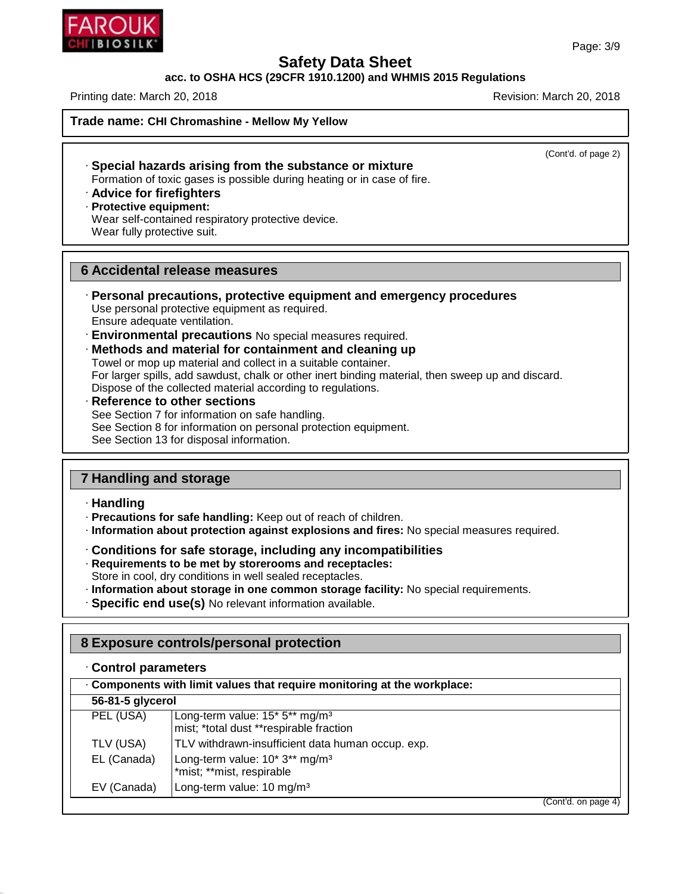**Trade name: CHI Chromashine - Mellow My Yellow**

(Cont'd. of page 2)

· **Special hazards arising from the substance or mixture**
Formation of toxic gases is possible during heating or in case of fire.

· **Advice for firefighters**

· **Protective equipment:**
Wear self-contained respiratory protective device.
Wear fully protective suit.

## 6 Accidental release measures

· **Personal precautions, protective equipment and emergency procedures**
Use personal protective equipment as required.
Ensure adequate ventilation.

· **Environmental precautions** No special measures required.

· **Methods and material for containment and cleaning up**
Towel or mop up material and collect in a suitable container.
For larger spills, add sawdust, chalk or other inert binding material, then sweep up and discard.
Dispose of the collected material according to regulations.

· **Reference to other sections**
See Section 7 for information on safe handling.
See Section 8 for information on personal protection equipment.
See Section 13 for disposal information.

## 7 Handling and storage

· **Handling**

· **Precautions for safe handling:** Keep out of reach of children.

· **Information about protection against explosions and fires:** No special measures required.

· **Conditions for safe storage, including any incompatibilities**

· **Requirements to be met by storerooms and receptacles:**
Store in cool, dry conditions in well sealed receptacles.

· **Information about storage in one common storage facility:** No special requirements.

· **Specific end use(s)** No relevant information available.

## 8 Exposure controls/personal protection

· **Control parameters**

| · **Components with limit values that require monitoring at the workplace:** | |
|---|---|
| **56-81-5 glycerol** | |
| PEL (USA) | Long-term value: 15* 5** mg/m³<br>mist; *total dust **respirable fraction |
| TLV (USA) | TLV withdrawn-insufficient data human occup. exp. |
| EL (Canada) | Long-term value: 10* 3** mg/m³<br>*mist; **mist, respirable |
| EV (Canada) | Long-term value: 10 mg/m³ |

(Cont'd. on page 4)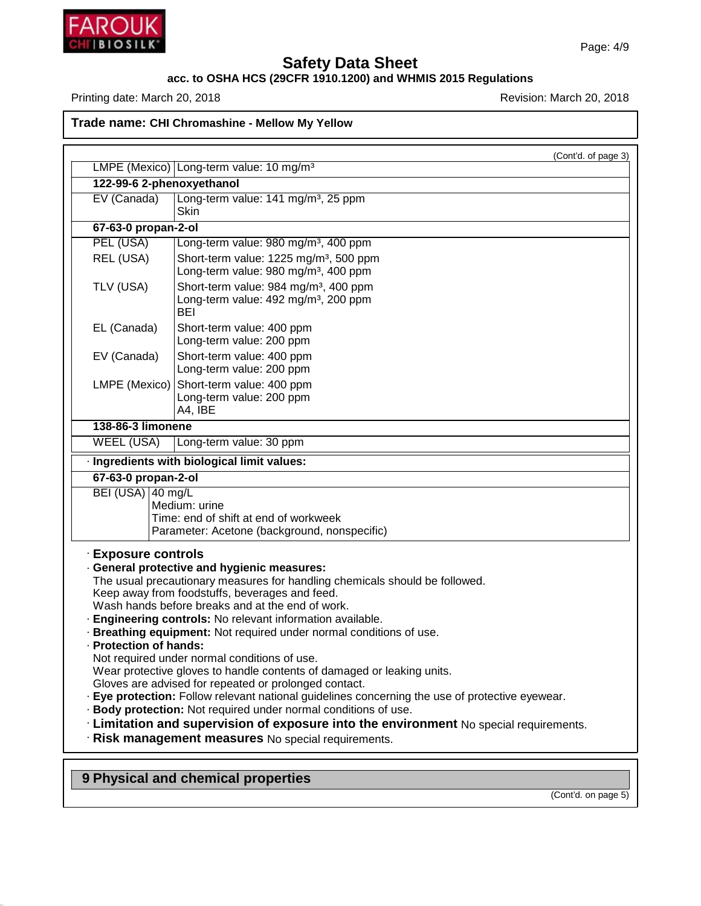**Trade name: CHI Chromashine - Mellow My Yellow**

(Cont'd. of page 3)

| | |
|---|---|
| LMPE (Mexico) | Long-term value: 10 mg/m³ |
| **122-99-6 2-phenoxyethanol** | |
| EV (Canada) | Long-term value: 141 mg/m³, 25 ppm<br>Skin |
| **67-63-0 propan-2-ol** | |
| PEL (USA) | Long-term value: 980 mg/m³, 400 ppm |
| REL (USA) | Short-term value: 1225 mg/m³, 500 ppm<br>Long-term value: 980 mg/m³, 400 ppm |
| TLV (USA) | Short-term value: 984 mg/m³, 400 ppm<br>Long-term value: 492 mg/m³, 200 ppm<br>BEI |
| EL (Canada) | Short-term value: 400 ppm<br>Long-term value: 200 ppm |
| EV (Canada) | Short-term value: 400 ppm<br>Long-term value: 200 ppm |
| LMPE (Mexico) | Short-term value: 400 ppm<br>Long-term value: 200 ppm<br>A4, IBE |
| **138-86-3 limonene** | |
| WEEL (USA) | Long-term value: 30 ppm |

· **Ingredients with biological limit values:**

| | |
|---|---|
| **67-63-0 propan-2-ol** | |
| BEI (USA) | 40 mg/L<br>Medium: urine<br>Time: end of shift at end of workweek<br>Parameter: Acetone (background, nonspecific) |

· **Exposure controls**

· **General protective and hygienic measures:**
The usual precautionary measures for handling chemicals should be followed.
Keep away from foodstuffs, beverages and feed.
Wash hands before breaks and at the end of work.

· **Engineering controls:** No relevant information available.

· **Breathing equipment:** Not required under normal conditions of use.

· **Protection of hands:**
Not required under normal conditions of use.
Wear protective gloves to handle contents of damaged or leaking units.
Gloves are advised for repeated or prolonged contact.

· **Eye protection:** Follow relevant national guidelines concerning the use of protective eyewear.

· **Body protection:** Not required under normal conditions of use.

· **Limitation and supervision of exposure into the environment** No special requirements.

· **Risk management measures** No special requirements.

## 9 Physical and chemical properties

(Cont'd. on page 5)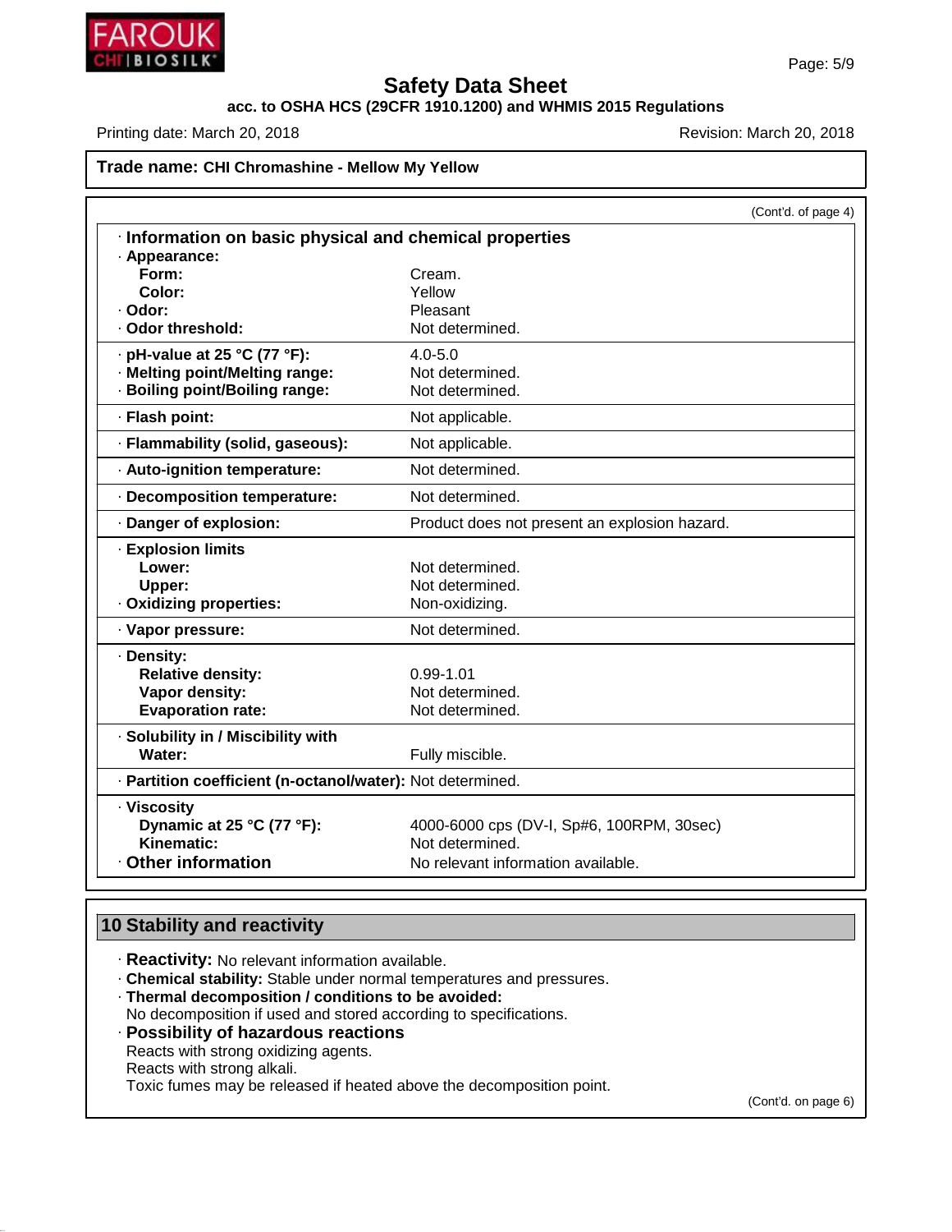Trade name: **CHI Chromashine - Mellow My Yellow**

(Cont'd. of page 4)

### · Information on basic physical and chemical properties

| Property | Value |
|---|---|
| · **Appearance:** | |
| **Form:** | Cream. |
| **Color:** | Yellow |
| · **Odor:** | Pleasant |
| · **Odor threshold:** | Not determined. |
| · **pH-value at 25 °C (77 °F):** | 4.0-5.0 |
| · **Melting point/Melting range:** | Not determined. |
| · **Boiling point/Boiling range:** | Not determined. |
| · **Flash point:** | Not applicable. |
| · **Flammability (solid, gaseous):** | Not applicable. |
| · **Auto-ignition temperature:** | Not determined. |
| · **Decomposition temperature:** | Not determined. |
| · **Danger of explosion:** | Product does not present an explosion hazard. |
| · **Explosion limits** | |
| **Lower:** | Not determined. |
| **Upper:** | Not determined. |
| · **Oxidizing properties:** | Non-oxidizing. |
| · **Vapor pressure:** | Not determined. |
| · **Density:** | |
| **Relative density:** | 0.99-1.01 |
| **Vapor density:** | Not determined. |
| **Evaporation rate:** | Not determined. |
| · **Solubility in / Miscibility with** | |
| **Water:** | Fully miscible. |
| · **Partition coefficient (n-octanol/water):** | Not determined. |
| · **Viscosity** | |
| **Dynamic at 25 °C (77 °F):** | 4000-6000 cps (DV-I, Sp#6, 100RPM, 30sec) |
| **Kinematic:** | Not determined. |
| · **Other information** | No relevant information available. |

## 10 Stability and reactivity

· **Reactivity:** No relevant information available.
· **Chemical stability:** Stable under normal temperatures and pressures.
· **Thermal decomposition / conditions to be avoided:**
No decomposition if used and stored according to specifications.
· **Possibility of hazardous reactions**
Reacts with strong oxidizing agents.
Reacts with strong alkali.
Toxic fumes may be released if heated above the decomposition point.

(Cont'd. on page 6)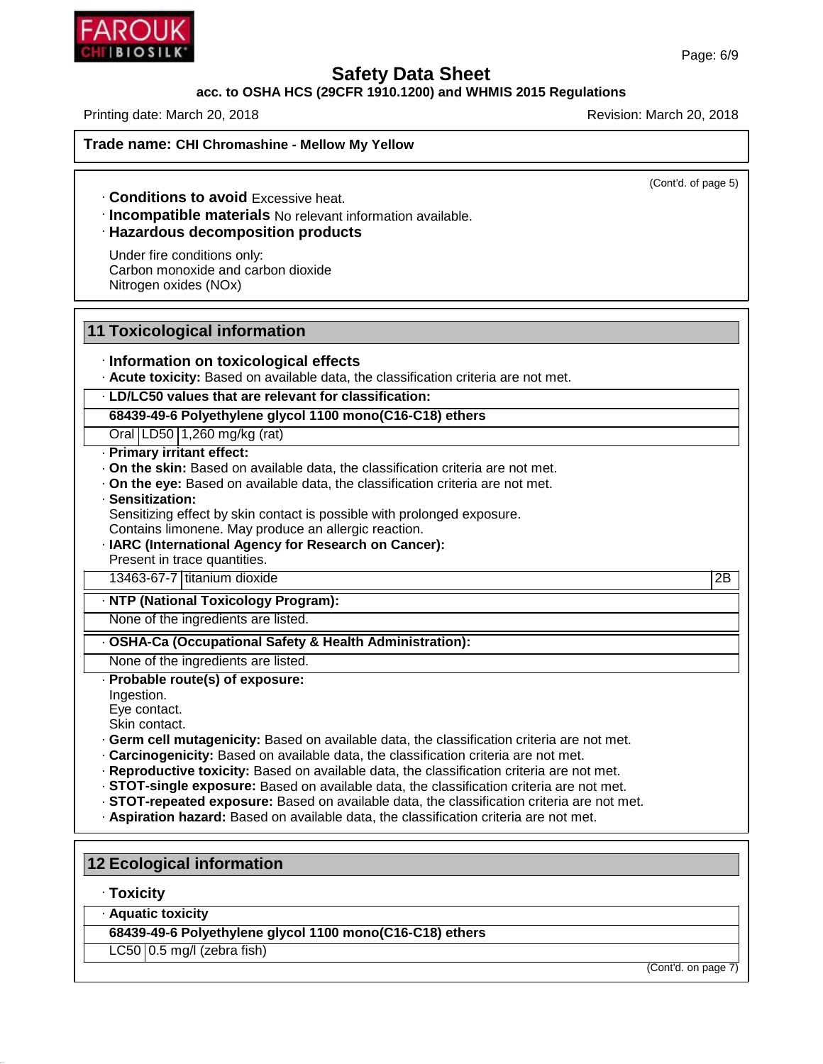**Trade name: CHI Chromashine - Mellow My Yellow**

(Cont'd. of page 5)

· **Conditions to avoid** Excessive heat.
· **Incompatible materials** No relevant information available.
· **Hazardous decomposition products**

Under fire conditions only:
Carbon monoxide and carbon dioxide
Nitrogen oxides (NOx)

## 11 Toxicological information

· **Information on toxicological effects**
· **Acute toxicity:** Based on available data, the classification criteria are not met.

| · **LD/LC50 values that are relevant for classification:** | | |
|---|---|---|
| **68439-49-6 Polyethylene glycol 1100 mono(C16-C18) ethers** | | |
| Oral | LD50 | 1,260 mg/kg (rat) |

· **Primary irritant effect:**
· **On the skin:** Based on available data, the classification criteria are not met.
· **On the eye:** Based on available data, the classification criteria are not met.
· **Sensitization:**
Sensitizing effect by skin contact is possible with prolonged exposure.
Contains limonene. May produce an allergic reaction.
· **IARC (International Agency for Research on Cancer):**
Present in trace quantities.

| 13463-67-7 | titanium dioxide | 2B |
|---|---|---|

· **NTP (National Toxicology Program):**
None of the ingredients are listed.

· **OSHA-Ca (Occupational Safety & Health Administration):**
None of the ingredients are listed.

· **Probable route(s) of exposure:**
Ingestion.
Eye contact.
Skin contact.
· **Germ cell mutagenicity:** Based on available data, the classification criteria are not met.
· **Carcinogenicity:** Based on available data, the classification criteria are not met.
· **Reproductive toxicity:** Based on available data, the classification criteria are not met.
· **STOT-single exposure:** Based on available data, the classification criteria are not met.
· **STOT-repeated exposure:** Based on available data, the classification criteria are not met.
· **Aspiration hazard:** Based on available data, the classification criteria are not met.

## 12 Ecological information

· **Toxicity**

| · **Aquatic toxicity** | |
|---|---|
| **68439-49-6 Polyethylene glycol 1100 mono(C16-C18) ethers** | |
| LC50 | 0.5 mg/l (zebra fish) |

(Cont'd. on page 7)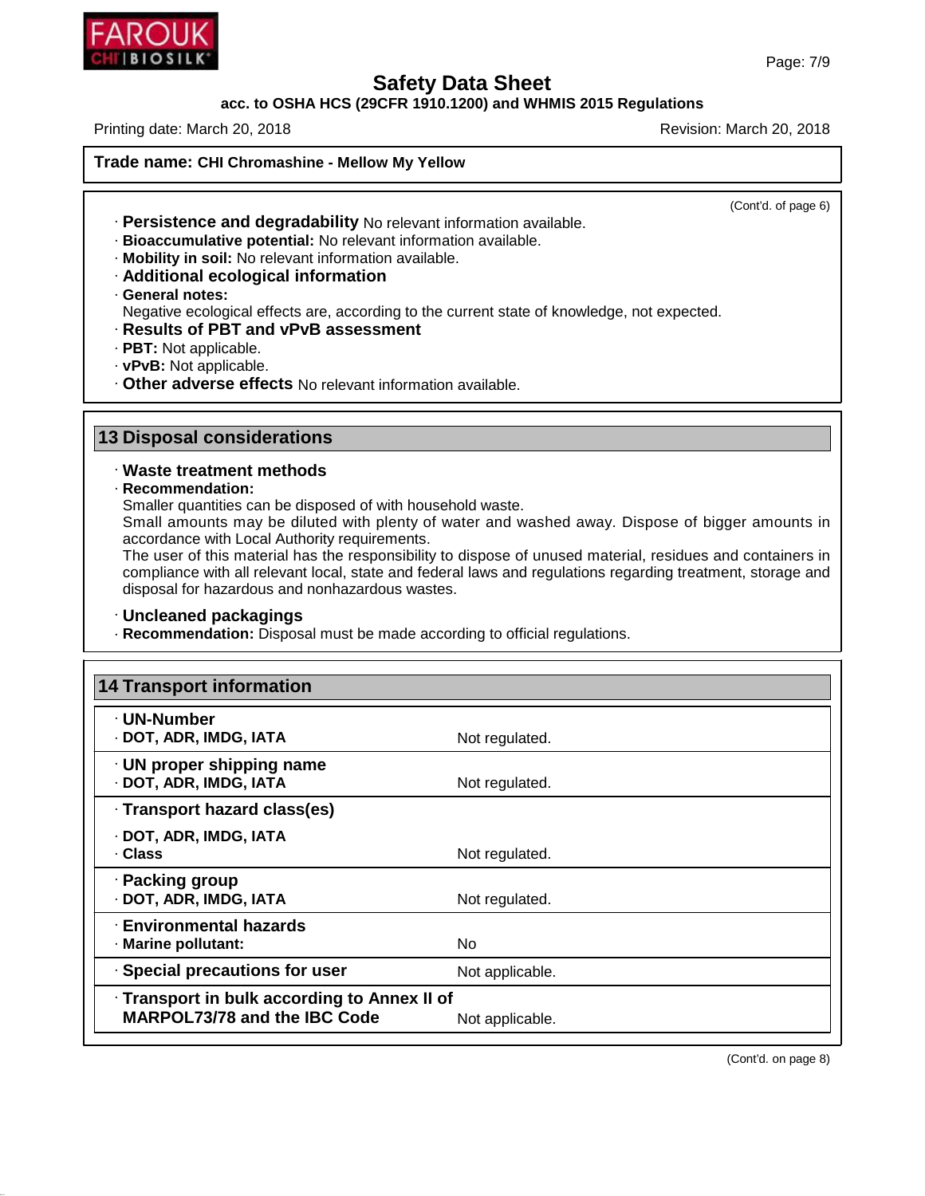**Trade name: CHI Chromashine - Mellow My Yellow**

(Cont'd. of page 6)

· **Persistence and degradability** No relevant information available.
· **Bioaccumulative potential:** No relevant information available.
· **Mobility in soil:** No relevant information available.
· **Additional ecological information**
· **General notes:**
Negative ecological effects are, according to the current state of knowledge, not expected.
· **Results of PBT and vPvB assessment**
· **PBT:** Not applicable.
· **vPvB:** Not applicable.
· **Other adverse effects** No relevant information available.

## 13 Disposal considerations

· **Waste treatment methods**
· **Recommendation:**
Smaller quantities can be disposed of with household waste.
Small amounts may be diluted with plenty of water and washed away. Dispose of bigger amounts in accordance with Local Authority requirements.
The user of this material has the responsibility to dispose of unused material, residues and containers in compliance with all relevant local, state and federal laws and regulations regarding treatment, storage and disposal for hazardous and nonhazardous wastes.

· **Uncleaned packagings**
· **Recommendation:** Disposal must be made according to official regulations.

## 14 Transport information

| | |
|---|---|
| · **UN-Number** | |
| · **DOT, ADR, IMDG, IATA** | Not regulated. |
| · **UN proper shipping name** | |
| · **DOT, ADR, IMDG, IATA** | Not regulated. |
| · **Transport hazard class(es)** | |
| · **DOT, ADR, IMDG, IATA** | |
| · **Class** | Not regulated. |
| · **Packing group** | |
| · **DOT, ADR, IMDG, IATA** | Not regulated. |
| · **Environmental hazards** | |
| · **Marine pollutant:** | No |
| · **Special precautions for user** | Not applicable. |
| · **Transport in bulk according to Annex II of MARPOL73/78 and the IBC Code** | Not applicable. |

(Cont'd. on page 8)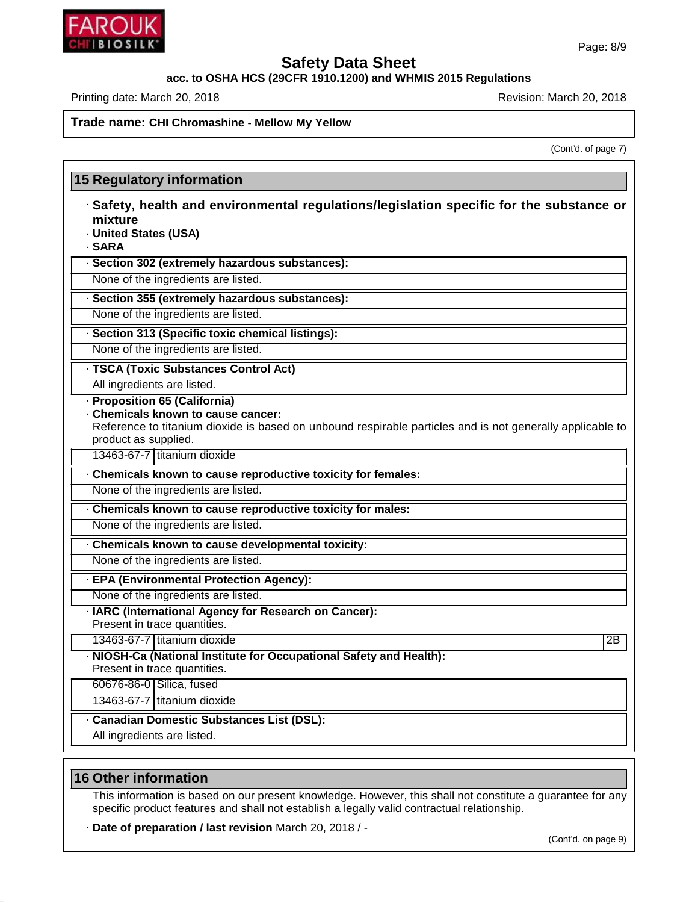**Trade name: CHI Chromashine - Mellow My Yellow**

(Cont'd. of page 7)

## 15 Regulatory information

· **Safety, health and environmental regulations/legislation specific for the substance or mixture**

· **United States (USA)**

· **SARA**

· **Section 302 (extremely hazardous substances):**

None of the ingredients are listed.

· **Section 355 (extremely hazardous substances):**

None of the ingredients are listed.

· **Section 313 (Specific toxic chemical listings):**

None of the ingredients are listed.

· **TSCA (Toxic Substances Control Act)**

All ingredients are listed.

· **Proposition 65 (California)**

· **Chemicals known to cause cancer:**

Reference to titanium dioxide is based on unbound respirable particles and is not generally applicable to product as supplied.

| 13463-67-7 | titanium dioxide |
|---|---|

· **Chemicals known to cause reproductive toxicity for females:**

None of the ingredients are listed.

· **Chemicals known to cause reproductive toxicity for males:**

None of the ingredients are listed.

· **Chemicals known to cause developmental toxicity:**

None of the ingredients are listed.

· **EPA (Environmental Protection Agency):**

None of the ingredients are listed.

· **IARC (International Agency for Research on Cancer):**

Present in trace quantities.

| 13463-67-7 | titanium dioxide | 2B |
|---|---|---|

· **NIOSH-Ca (National Institute for Occupational Safety and Health):**

Present in trace quantities.

| 60676-86-0 | Silica, fused |
|---|---|
| 13463-67-7 | titanium dioxide |

· **Canadian Domestic Substances List (DSL):**

All ingredients are listed.

## 16 Other information

This information is based on our present knowledge. However, this shall not constitute a guarantee for any specific product features and shall not establish a legally valid contractual relationship.

· **Date of preparation / last revision** March 20, 2018 / -

(Cont'd. on page 9)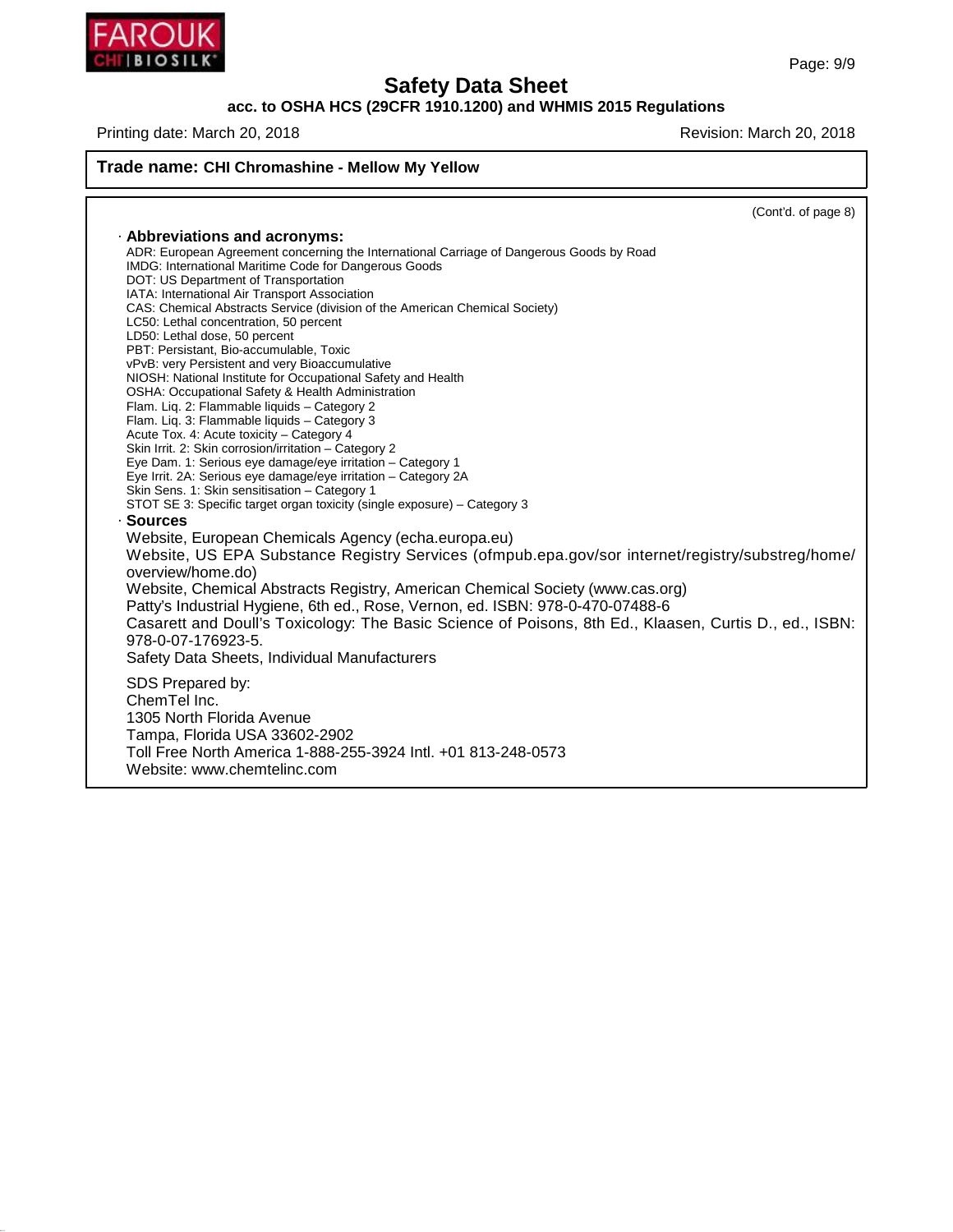# Safety Data Sheet

**acc. to OSHA HCS (29CFR 1910.1200) and WHMIS 2015 Regulations**

Printing date: March 20, 2018 | Revision: March 20, 2018

**Trade name: CHI Chromashine - Mellow My Yellow**

(Cont'd. of page 8)

· **Abbreviations and acronyms:**
ADR: European Agreement concerning the International Carriage of Dangerous Goods by Road
IMDG: International Maritime Code for Dangerous Goods
DOT: US Department of Transportation
IATA: International Air Transport Association
CAS: Chemical Abstracts Service (division of the American Chemical Society)
LC50: Lethal concentration, 50 percent
LD50: Lethal dose, 50 percent
PBT: Persistant, Bio-accumulable, Toxic
vPvB: very Persistent and very Bioaccumulative
NIOSH: National Institute for Occupational Safety and Health
OSHA: Occupational Safety & Health Administration
Flam. Liq. 2: Flammable liquids – Category 2
Flam. Liq. 3: Flammable liquids – Category 3
Acute Tox. 4: Acute toxicity – Category 4
Skin Irrit. 2: Skin corrosion/irritation – Category 2
Eye Dam. 1: Serious eye damage/eye irritation – Category 1
Eye Irrit. 2A: Serious eye damage/eye irritation – Category 2A
Skin Sens. 1: Skin sensitisation – Category 1
STOT SE 3: Specific target organ toxicity (single exposure) – Category 3

· **Sources**
Website, European Chemicals Agency (echa.europa.eu)
Website, US EPA Substance Registry Services (ofmpub.epa.gov/sor internet/registry/substreg/home/overview/home.do)
Website, Chemical Abstracts Registry, American Chemical Society (www.cas.org)
Patty's Industrial Hygiene, 6th ed., Rose, Vernon, ed. ISBN: 978-0-470-07488-6
Casarett and Doull's Toxicology: The Basic Science of Poisons, 8th Ed., Klaasen, Curtis D., ed., ISBN: 978-0-07-176923-5.
Safety Data Sheets, Individual Manufacturers

SDS Prepared by:
ChemTel Inc.
1305 North Florida Avenue
Tampa, Florida USA 33602-2902
Toll Free North America 1-888-255-3924 Intl. +01 813-248-0573
Website: www.chemtelinc.com